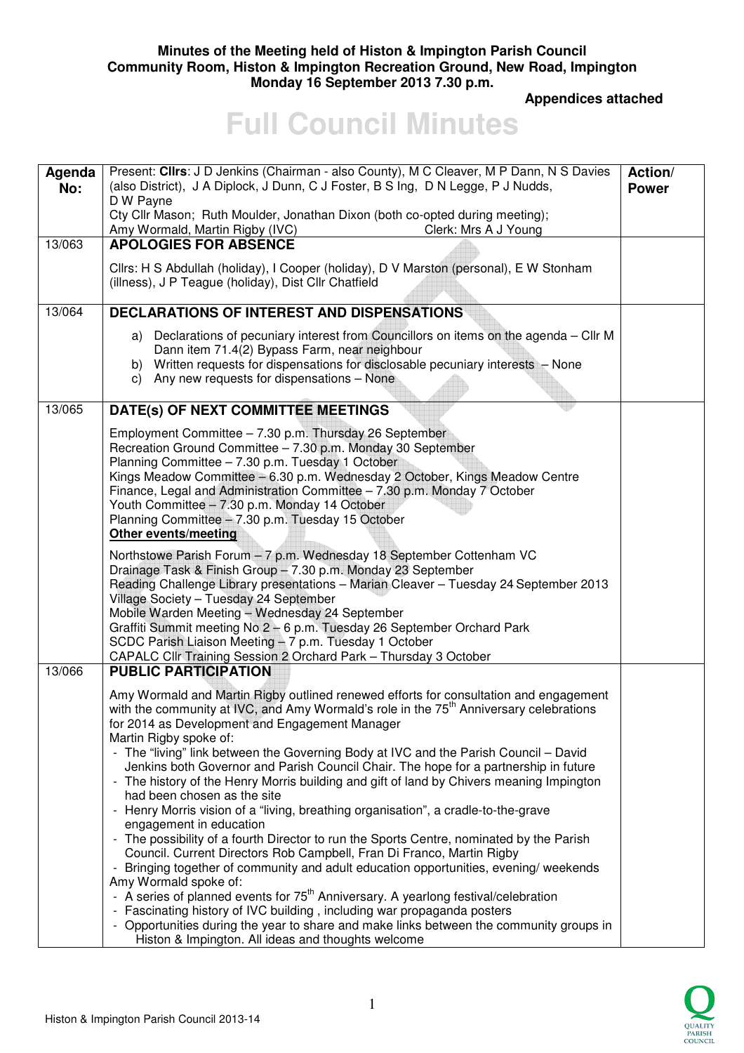**Minutes of the Meeting held of Histon & Impington Parish Council**
**Community Room, Histon & Impington Recreation Ground, New Road, Impington**
**Monday 16 September 2013 7.30 p.m.**

**Appendices attached**

# Full Council Minutes

| Agenda No: | Present: **Cllrs**: J D Jenkins (Chairman - also County), M C Cleaver, M P Dann, N S Davies (also District), J A Diplock, J Dunn, C J Foster, B S Ing, D N Legge, P J Nudds, D W Payne<br>Cty Cllr Mason; Ruth Moulder, Jonathan Dixon (both co-opted during meeting); Amy Wormald, Martin Rigby (IVC) Clerk: Mrs A J Young | Action/ Power |
|---|---|---|
| 13/063 | **APOLOGIES FOR ABSENCE**<br><br>Cllrs: H S Abdullah (holiday), I Cooper (holiday), D V Marston (personal), E W Stonham (illness), J P Teague (holiday), Dist Cllr Chatfield | |
| 13/064 | **DECLARATIONS OF INTEREST AND DISPENSATIONS**<br><br>a) Declarations of pecuniary interest from Councillors on items on the agenda – Cllr M Dann item 71.4(2) Bypass Farm, near neighbour<br>b) Written requests for dispensations for disclosable pecuniary interests – None<br>c) Any new requests for dispensations – None | |
| 13/065 | **DATE(s) OF NEXT COMMITTEE MEETINGS**<br><br>Employment Committee – 7.30 p.m. Thursday 26 September<br>Recreation Ground Committee – 7.30 p.m. Monday 30 September<br>Planning Committee – 7.30 p.m. Tuesday 1 October<br>Kings Meadow Committee – 6.30 p.m. Wednesday 2 October, Kings Meadow Centre<br>Finance, Legal and Administration Committee – 7.30 p.m. Monday 7 October<br>Youth Committee – 7.30 p.m. Monday 14 October<br>Planning Committee – 7.30 p.m. Tuesday 15 October<br>**Other events/meeting**<br><br>Northstowe Parish Forum – 7 p.m. Wednesday 18 September Cottenham VC<br>Drainage Task & Finish Group – 7.30 p.m. Monday 23 September<br>Reading Challenge Library presentations – Marian Cleaver – Tuesday 24 September 2013<br>Village Society – Tuesday 24 September<br>Mobile Warden Meeting – Wednesday 24 September<br>Graffiti Summit meeting No 2 – 6 p.m. Tuesday 26 September Orchard Park<br>SCDC Parish Liaison Meeting – 7 p.m. Tuesday 1 October<br>CAPALC Cllr Training Session 2 Orchard Park – Thursday 3 October | |
| 13/066 | **PUBLIC PARTICIPATION**<br><br>Amy Wormald and Martin Rigby outlined renewed efforts for consultation and engagement with the community at IVC, and Amy Wormald's role in the 75th Anniversary celebrations for 2014 as Development and Engagement Manager<br>Martin Rigby spoke of:<br>- The "living" link between the Governing Body at IVC and the Parish Council – David Jenkins both Governor and Parish Council Chair. The hope for a partnership in future<br>- The history of the Henry Morris building and gift of land by Chivers meaning Impington had been chosen as the site<br>- Henry Morris vision of a "living, breathing organisation", a cradle-to-the-grave engagement in education<br>- The possibility of a fourth Director to run the Sports Centre, nominated by the Parish Council. Current Directors Rob Campbell, Fran Di Franco, Martin Rigby<br>- Bringing together of community and adult education opportunities, evening/ weekends<br>Amy Wormald spoke of:<br>- A series of planned events for 75th Anniversary. A yearlong festival/celebration<br>- Fascinating history of IVC building , including war propaganda posters<br>- Opportunities during the year to share and make links between the community groups in Histon & Impington. All ideas and thoughts welcome | |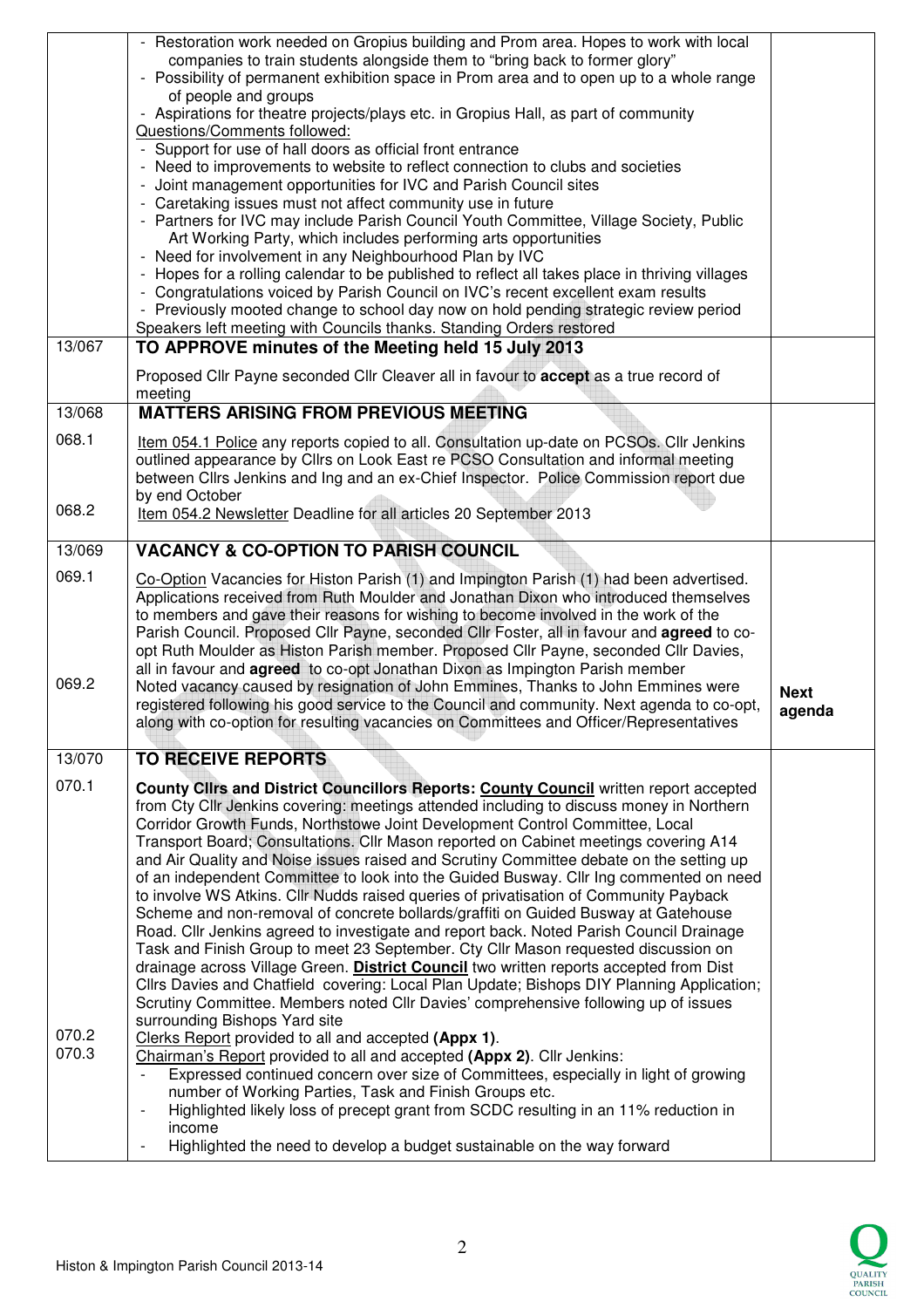| | | |
|---|---|---|
| | - Restoration work needed on Gropius building and Prom area. Hopes to work with local companies to train students alongside them to "bring back to former glory"<br>- Possibility of permanent exhibition space in Prom area and to open up to a whole range of people and groups<br>- Aspirations for theatre projects/plays etc. in Gropius Hall, as part of community<br>Questions/Comments followed:<br>- Support for use of hall doors as official front entrance<br>- Need to improvements to website to reflect connection to clubs and societies<br>- Joint management opportunities for IVC and Parish Council sites<br>- Caretaking issues must not affect community use in future<br>- Partners for IVC may include Parish Council Youth Committee, Village Society, Public Art Working Party, which includes performing arts opportunities<br>- Need for involvement in any Neighbourhood Plan by IVC<br>- Hopes for a rolling calendar to be published to reflect all takes place in thriving villages<br>- Congratulations voiced by Parish Council on IVC's recent excellent exam results<br>- Previously mooted change to school day now on hold pending strategic review period<br>Speakers left meeting with Councils thanks. Standing Orders restored | |
| 13/067 | **TO APPROVE minutes of the Meeting held 15 July 2013**<br>Proposed Cllr Payne seconded Cllr Cleaver all in favour to **accept** as a true record of meeting | |
| 13/068 | **MATTERS ARISING FROM PREVIOUS MEETING** | |
| 068.1<br><br>068.2 | Item 054.1 Police any reports copied to all. Consultation up-date on PCSOs. Cllr Jenkins outlined appearance by Cllrs on Look East re PCSO Consultation and informal meeting between Cllrs Jenkins and Ing and an ex-Chief Inspector. Police Commission report due by end October<br>Item 054.2 Newsletter Deadline for all articles 20 September 2013 | |
| 13/069 | **VACANCY & CO-OPTION TO PARISH COUNCIL** | |
| 069.1<br><br>069.2 | Co-Option Vacancies for Histon Parish (1) and Impington Parish (1) had been advertised. Applications received from Ruth Moulder and Jonathan Dixon who introduced themselves to members and gave their reasons for wishing to become involved in the work of the Parish Council. Proposed Cllr Payne, seconded Cllr Foster, all in favour and **agreed** to co-opt Ruth Moulder as Histon Parish member. Proposed Cllr Payne, seconded Cllr Davies, all in favour and **agreed** to co-opt Jonathan Dixon as Impington Parish member<br>Noted vacancy caused by resignation of John Emmines, Thanks to John Emmines were registered following his good service to the Council and community. Next agenda to co-opt, along with co-option for resulting vacancies on Committees and Officer/Representatives | **Next agenda** |
| 13/070 | **TO RECEIVE REPORTS** | |
| 070.1<br><br>070.2<br>070.3 | **County Cllrs and District Councillors Reports: County Council** written report accepted from Cty Cllr Jenkins covering: meetings attended including to discuss money in Northern Corridor Growth Funds, Northstowe Joint Development Control Committee, Local Transport Board; Consultations. Cllr Mason reported on Cabinet meetings covering A14 and Air Quality and Noise issues raised and Scrutiny Committee debate on the setting up of an independent Committee to look into the Guided Busway. Cllr Ing commented on need to involve WS Atkins. Cllr Nudds raised queries of privatisation of Community Payback Scheme and non-removal of concrete bollards/graffiti on Guided Busway at Gatehouse Road. Cllr Jenkins agreed to investigate and report back. Noted Parish Council Drainage Task and Finish Group to meet 23 September. Cty Cllr Mason requested discussion on drainage across Village Green. **District Council** two written reports accepted from Dist Cllrs Davies and Chatfield covering: Local Plan Update; Bishops DIY Planning Application; Scrutiny Committee. Members noted Cllr Davies' comprehensive following up of issues surrounding Bishops Yard site<br>Clerks Report provided to all and accepted **(Appx 1)**.<br>Chairman's Report provided to all and accepted **(Appx 2)**. Cllr Jenkins:<br>- Expressed continued concern over size of Committees, especially in light of growing number of Working Parties, Task and Finish Groups etc.<br>- Highlighted likely loss of precept grant from SCDC resulting in an 11% reduction in income<br>- Highlighted the need to develop a budget sustainable on the way forward | |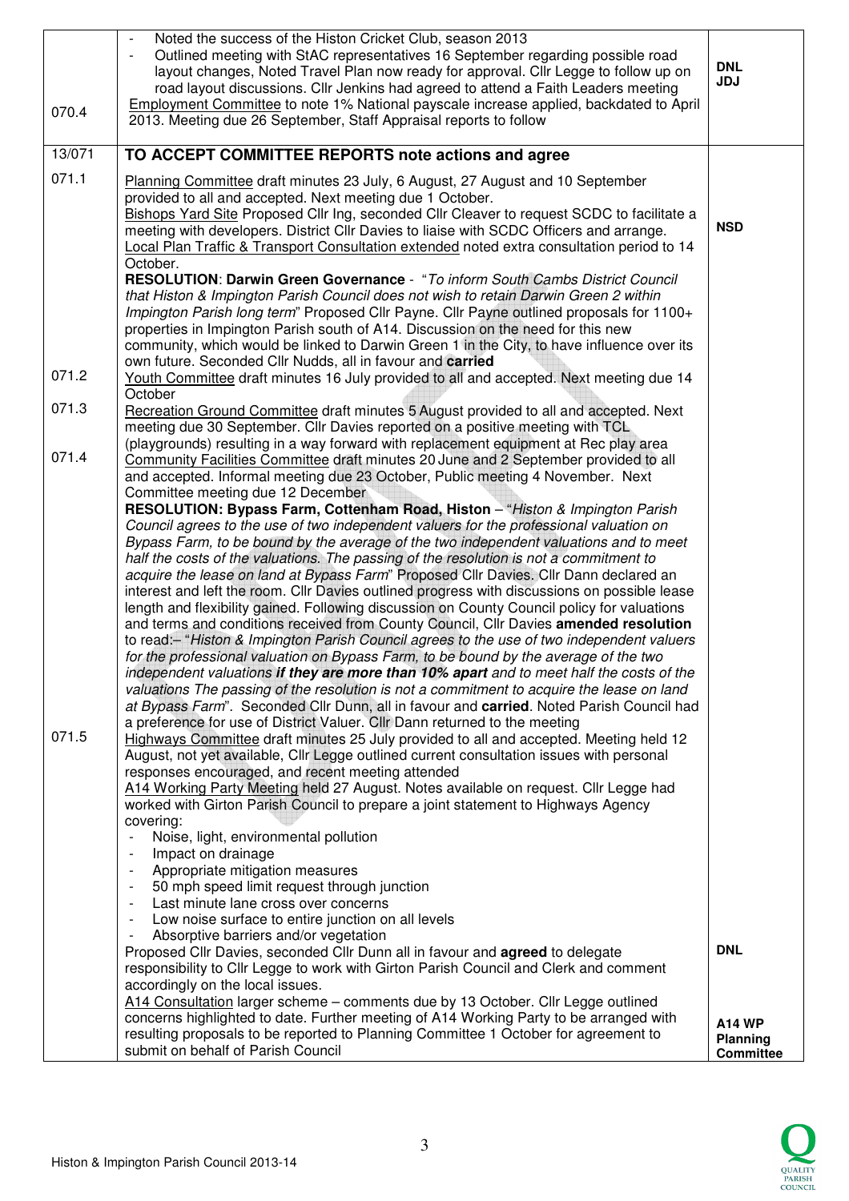| | | |
|---|---|---|
| 070.4 | - Noted the success of the Histon Cricket Club, season 2013<br>- Outlined meeting with StAC representatives 16 September regarding possible road layout changes, Noted Travel Plan now ready for approval. Cllr Legge to follow up on road layout discussions. Cllr Jenkins had agreed to attend a Faith Leaders meeting<br>Employment Committee to note 1% National payscale increase applied, backdated to April 2013. Meeting due 26 September, Staff Appraisal reports to follow | **DNL**<br>**JDJ** |
| 13/071 | **TO ACCEPT COMMITTEE REPORTS note actions and agree** | |
| 071.1 | Planning Committee draft minutes 23 July, 6 August, 27 August and 10 September provided to all and accepted. Next meeting due 1 October.<br>Bishops Yard Site Proposed Cllr Ing, seconded Cllr Cleaver to request SCDC to facilitate a meeting with developers. District Cllr Davies to liaise with SCDC Officers and arrange.<br>Local Plan Traffic & Transport Consultation extended noted extra consultation period to 14 October.<br>**RESOLUTION**: **Darwin Green Governance** - "*To inform South Cambs District Council that Histon & Impington Parish Council does not wish to retain Darwin Green 2 within Impington Parish long term*" Proposed Cllr Payne. Cllr Payne outlined proposals for 1100+ properties in Impington Parish south of A14. Discussion on the need for this new community, which would be linked to Darwin Green 1 in the City, to have influence over its own future. Seconded Cllr Nudds, all in favour and **carried** | **NSD** |
| 071.2 | Youth Committee draft minutes 16 July provided to all and accepted. Next meeting due 14 October | |
| 071.3 | Recreation Ground Committee draft minutes 5 August provided to all and accepted. Next meeting due 30 September. Cllr Davies reported on a positive meeting with TCL (playgrounds) resulting in a way forward with replacement equipment at Rec play area | |
| 071.4 | Community Facilities Committee draft minutes 20 June and 2 September provided to all and accepted. Informal meeting due 23 October, Public meeting 4 November. Next Committee meeting due 12 December<br>**RESOLUTION: Bypass Farm, Cottenham Road, Histon** – "*Histon & Impington Parish Council agrees to the use of two independent valuers for the professional valuation on Bypass Farm, to be bound by the average of the two independent valuations and to meet half the costs of the valuations. The passing of the resolution is not a commitment to acquire the lease on land at Bypass Farm*" Proposed Cllr Davies. Cllr Dann declared an interest and left the room. Cllr Davies outlined progress with discussions on possible lease length and flexibility gained. Following discussion on County Council policy for valuations and terms and conditions received from County Council, Cllr Davies **amended resolution** to read:– "*Histon & Impington Parish Council agrees to the use of two independent valuers for the professional valuation on Bypass Farm, to be bound by the average of the two independent valuations* ***if they are more than 10% apart*** *and to meet half the costs of the valuations The passing of the resolution is not a commitment to acquire the lease on land at Bypass Farm*". Seconded Cllr Dunn, all in favour and **carried**. Noted Parish Council had a preference for use of District Valuer. Cllr Dann returned to the meeting | |
| 071.5 | Highways Committee draft minutes 25 July provided to all and accepted. Meeting held 12 August, not yet available, Cllr Legge outlined current consultation issues with personal responses encouraged, and recent meeting attended<br>A14 Working Party Meeting held 27 August. Notes available on request. Cllr Legge had worked with Girton Parish Council to prepare a joint statement to Highways Agency covering:<br>- Noise, light, environmental pollution<br>- Impact on drainage<br>- Appropriate mitigation measures<br>- 50 mph speed limit request through junction<br>- Last minute lane cross over concerns<br>- Low noise surface to entire junction on all levels<br>- Absorptive barriers and/or vegetation<br>Proposed Cllr Davies, seconded Cllr Dunn all in favour and **agreed** to delegate responsibility to Cllr Legge to work with Girton Parish Council and Clerk and comment accordingly on the local issues.<br>A14 Consultation larger scheme – comments due by 13 October. Cllr Legge outlined concerns highlighted to date. Further meeting of A14 Working Party to be arranged with resulting proposals to be reported to Planning Committee 1 October for agreement to submit on behalf of Parish Council | **DNL**<br><br>**A14 WP Planning Committee** |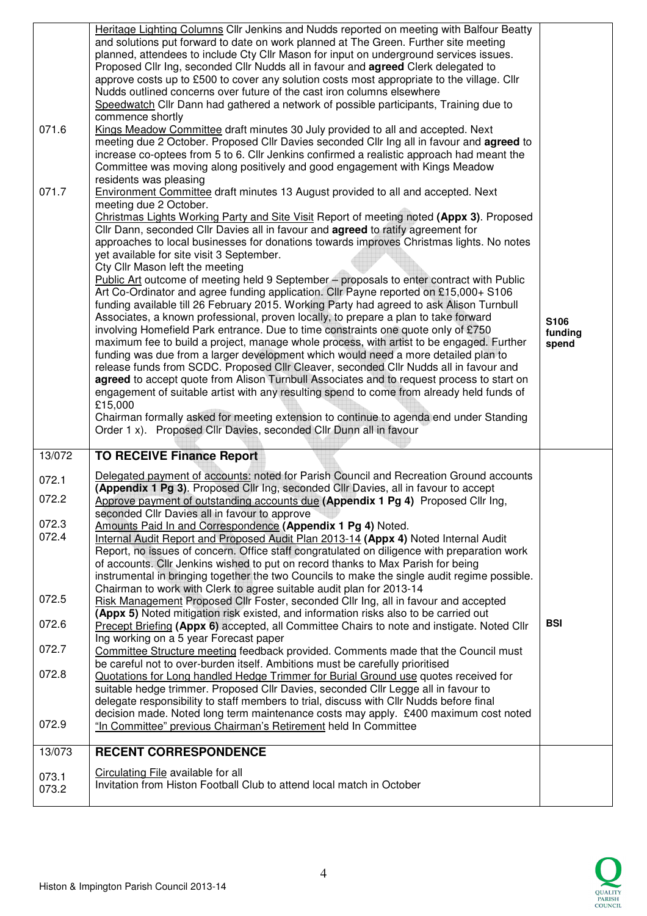| | | |
|---|---|---|
| 071.6<br><br>071.7 | Heritage Lighting Columns Cllr Jenkins and Nudds reported on meeting with Balfour Beatty and solutions put forward to date on work planned at The Green. Further site meeting planned, attendees to include Cty Cllr Mason for input on underground services issues. Proposed Cllr Ing, seconded Cllr Nudds all in favour and **agreed** Clerk delegated to approve costs up to £500 to cover any solution costs most appropriate to the village. Cllr Nudds outlined concerns over future of the cast iron columns elsewhere<br>Speedwatch Cllr Dann had gathered a network of possible participants, Training due to commence shortly<br>Kings Meadow Committee draft minutes 30 July provided to all and accepted. Next meeting due 2 October. Proposed Cllr Davies seconded Cllr Ing all in favour and **agreed** to increase co-optees from 5 to 6. Cllr Jenkins confirmed a realistic approach had meant the Committee was moving along positively and good engagement with Kings Meadow residents was pleasing<br>Environment Committee draft minutes 13 August provided to all and accepted. Next meeting due 2 October.<br>Christmas Lights Working Party and Site Visit Report of meeting noted **(Appx 3)**. Proposed Cllr Dann, seconded Cllr Davies all in favour and **agreed** to ratify agreement for approaches to local businesses for donations towards improves Christmas lights. No notes yet available for site visit 3 September.<br>Cty Cllr Mason left the meeting<br>Public Art outcome of meeting held 9 September – proposals to enter contract with Public Art Co-Ordinator and agree funding application. Cllr Payne reported on £15,000+ S106 funding available till 26 February 2015. Working Party had agreed to ask Alison Turnbull Associates, a known professional, proven locally, to prepare a plan to take forward involving Homefield Park entrance. Due to time constraints one quote only of £750 maximum fee to build a project, manage whole process, with artist to be engaged. Further funding was due from a larger development which would need a more detailed plan to release funds from SCDC. Proposed Cllr Cleaver, seconded Cllr Nudds all in favour and **agreed** to accept quote from Alison Turnbull Associates and to request process to start on engagement of suitable artist with any resulting spend to come from already held funds of £15,000<br>Chairman formally asked for meeting extension to continue to agenda end under Standing Order 1 x). Proposed Cllr Davies, seconded Cllr Dunn all in favour | **S106 funding spend** |
| 13/072 | **TO RECEIVE Finance Report** | |
| 072.1<br>072.2<br><br>072.3<br>072.4<br><br><br><br><br>072.5<br><br>072.6<br><br>072.7<br><br>072.8<br><br><br><br>072.9 | Delegated payment of accounts: noted for Parish Council and Recreation Ground accounts **(Appendix 1 Pg 3)**. Proposed Cllr Ing, seconded Cllr Davies, all in favour to accept<br>Approve payment of outstanding accounts due **(Appendix 1 Pg 4)** Proposed Cllr Ing, seconded Cllr Davies all in favour to approve<br>Amounts Paid In and Correspondence **(Appendix 1 Pg 4)** Noted.<br>Internal Audit Report and Proposed Audit Plan 2013-14 **(Appx 4)** Noted Internal Audit Report, no issues of concern. Office staff congratulated on diligence with preparation work of accounts. Cllr Jenkins wished to put on record thanks to Max Parish for being instrumental in bringing together the two Councils to make the single audit regime possible. Chairman to work with Clerk to agree suitable audit plan for 2013-14<br>Risk Management Proposed Cllr Foster, seconded Cllr Ing, all in favour and accepted **(Appx 5)** Noted mitigation risk existed, and information risks also to be carried out<br>Precept Briefing **(Appx 6)** accepted, all Committee Chairs to note and instigate. Noted Cllr Ing working on a 5 year Forecast paper<br>Committee Structure meeting feedback provided. Comments made that the Council must be careful not to over-burden itself. Ambitions must be carefully prioritised<br>Quotations for Long handled Hedge Trimmer for Burial Ground use quotes received for suitable hedge trimmer. Proposed Cllr Davies, seconded Cllr Legge all in favour to delegate responsibility to staff members to trial, discuss with Cllr Nudds before final decision made. Noted long term maintenance costs may apply. £400 maximum cost noted<br>"In Committee" previous Chairman's Retirement held In Committee | **BSI** |
| 13/073 | **RECENT CORRESPONDENCE** | |
| 073.1<br>073.2 | Circulating File available for all<br>Invitation from Histon Football Club to attend local match in October | |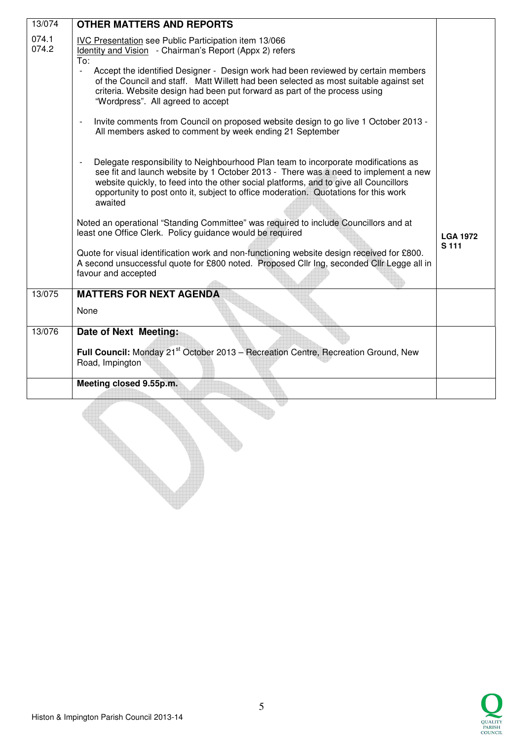| | | |
|---|---|---|
| 13/074 | **OTHER MATTERS AND REPORTS** | |
| 074.1<br>074.2 | IVC Presentation see Public Participation item 13/066<br>Identity and Vision - Chairman's Report (Appx 2) refers<br>To:<br>- Accept the identified Designer - Design work had been reviewed by certain members of the Council and staff. Matt Willett had been selected as most suitable against set criteria. Website design had been put forward as part of the process using "Wordpress". All agreed to accept<br><br>- Invite comments from Council on proposed website design to go live 1 October 2013 - All members asked to comment by week ending 21 September<br><br>- Delegate responsibility to Neighbourhood Plan team to incorporate modifications as see fit and launch website by 1 October 2013 - There was a need to implement a new website quickly, to feed into the other social platforms, and to give all Councillors opportunity to post onto it, subject to office moderation. Quotations for this work awaited<br><br>Noted an operational "Standing Committee" was required to include Councillors and at least one Office Clerk. Policy guidance would be required<br><br>Quote for visual identification work and non-functioning website design received for £800. A second unsuccessful quote for £800 noted. Proposed Cllr Ing, seconded Cllr Legge all in favour and accepted | **LGA 1972 S 111** |
| 13/075 | **MATTERS FOR NEXT AGENDA**<br><br>None | |
| 13/076 | **Date of Next Meeting:**<br><br>**Full Council:** Monday 21st October 2013 – Recreation Centre, Recreation Ground, New Road, Impington | |
| | **Meeting closed 9.55p.m.** | |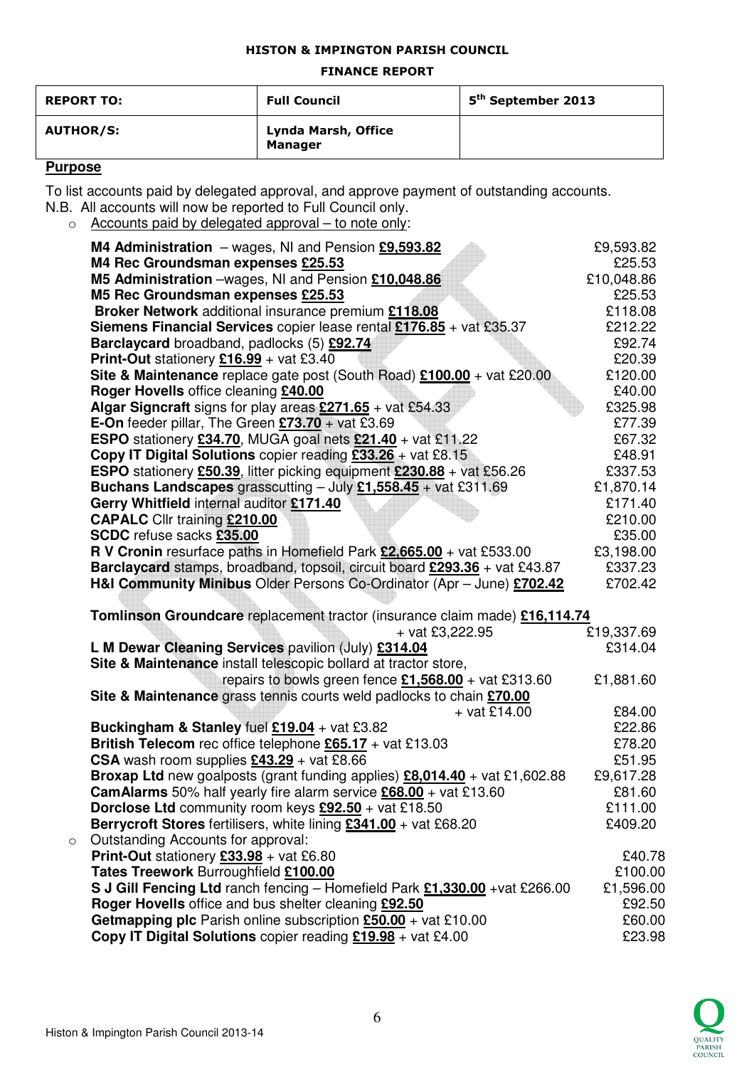**HISTON & IMPINGTON PARISH COUNCIL**

**FINANCE REPORT**

| **REPORT TO:** | **Full Council** | **5th September 2013** |
|---|---|---|
| **AUTHOR/S:** | **Lynda Marsh, Office Manager** | |

**Purpose**

To list accounts paid by delegated approval, and approve payment of outstanding accounts.
N.B. All accounts will now be reported to Full Council only.

- Accounts paid by delegated approval – to note only:

| | |
|---|---|
| **M4 Administration** – wages, NI and Pension **£9,593.82** | £9,593.82 |
| **M4 Rec Groundsman expenses £25.53** | £25.53 |
| **M5 Administration** –wages, NI and Pension **£10,048.86** | £10,048.86 |
| **M5 Rec Groundsman expenses £25.53** | £25.53 |
| **Broker Network** additional insurance premium **£118.08** | £118.08 |
| **Siemens Financial Services** copier lease rental **£176.85** + vat £35.37 | £212.22 |
| **Barclaycard** broadband, padlocks (5) **£92.74** | £92.74 |
| **Print-Out** stationery **£16.99** + vat £3.40 | £20.39 |
| **Site & Maintenance** replace gate post (South Road) **£100.00** + vat £20.00 | £120.00 |
| **Roger Hovells** office cleaning **£40.00** | £40.00 |
| **Algar Signcraft** signs for play areas **£271.65** + vat £54.33 | £325.98 |
| **E-On** feeder pillar, The Green **£73.70** + vat £3.69 | £77.39 |
| **ESPO** stationery **£34.70**, MUGA goal nets **£21.40** + vat £11.22 | £67.32 |
| **Copy IT Digital Solutions** copier reading **£33.26** + vat £8.15 | £48.91 |
| **ESPO** stationery **£50.39**, litter picking equipment **£230.88** + vat £56.26 | £337.53 |
| **Buchans Landscapes** grasscutting – July **£1,558.45** + vat £311.69 | £1,870.14 |
| **Gerry Whitfield** internal auditor **£171.40** | £171.40 |
| **CAPALC** Cllr training **£210.00** | £210.00 |
| **SCDC** refuse sacks **£35.00** | £35.00 |
| **R V Cronin** resurface paths in Homefield Park **£2,665.00** + vat £533.00 | £3,198.00 |
| **Barclaycard** stamps, broadband, topsoil, circuit board **£293.36** + vat £43.87 | £337.23 |
| **H&I Community Minibus** Older Persons Co-Ordinator (Apr – June) **£702.42** | £702.42 |
| **Tomlinson Groundcare** replacement tractor (insurance claim made) **£16,114.74** + vat £3,222.95 | £19,337.69 |
| **L M Dewar Cleaning Services** pavilion (July) **£314.04** | £314.04 |
| **Site & Maintenance** install telescopic bollard at tractor store, repairs to bowls green fence **£1,568.00** + vat £313.60 | £1,881.60 |
| **Site & Maintenance** grass tennis courts weld padlocks to chain **£70.00** + vat £14.00 | £84.00 |
| **Buckingham & Stanley** fuel **£19.04** + vat £3.82 | £22.86 |
| **British Telecom** rec office telephone **£65.17** + vat £13.03 | £78.20 |
| **CSA** wash room supplies **£43.29** + vat £8.66 | £51.95 |
| **Broxap Ltd** new goalposts (grant funding applies) **£8,014.40** + vat £1,602.88 | £9,617.28 |
| **CamAlarms** 50% half yearly fire alarm service **£68.00** + vat £13.60 | £81.60 |
| **Dorclose Ltd** community room keys **£92.50** + vat £18.50 | £111.00 |
| **Berrycroft Stores** fertilisers, white lining **£341.00** + vat £68.20 | £409.20 |

- Outstanding Accounts for approval:

| | |
|---|---|
| **Print-Out** stationery **£33.98** + vat £6.80 | £40.78 |
| **Tates Treework** Burroughfield **£100.00** | £100.00 |
| **S J Gill Fencing Ltd** ranch fencing – Homefield Park **£1,330.00** +vat £266.00 | £1,596.00 |
| **Roger Hovells** office and bus shelter cleaning **£92.50** | £92.50 |
| **Getmapping plc** Parish online subscription **£50.00** + vat £10.00 | £60.00 |
| **Copy IT Digital Solutions** copier reading **£19.98** + vat £4.00 | £23.98 |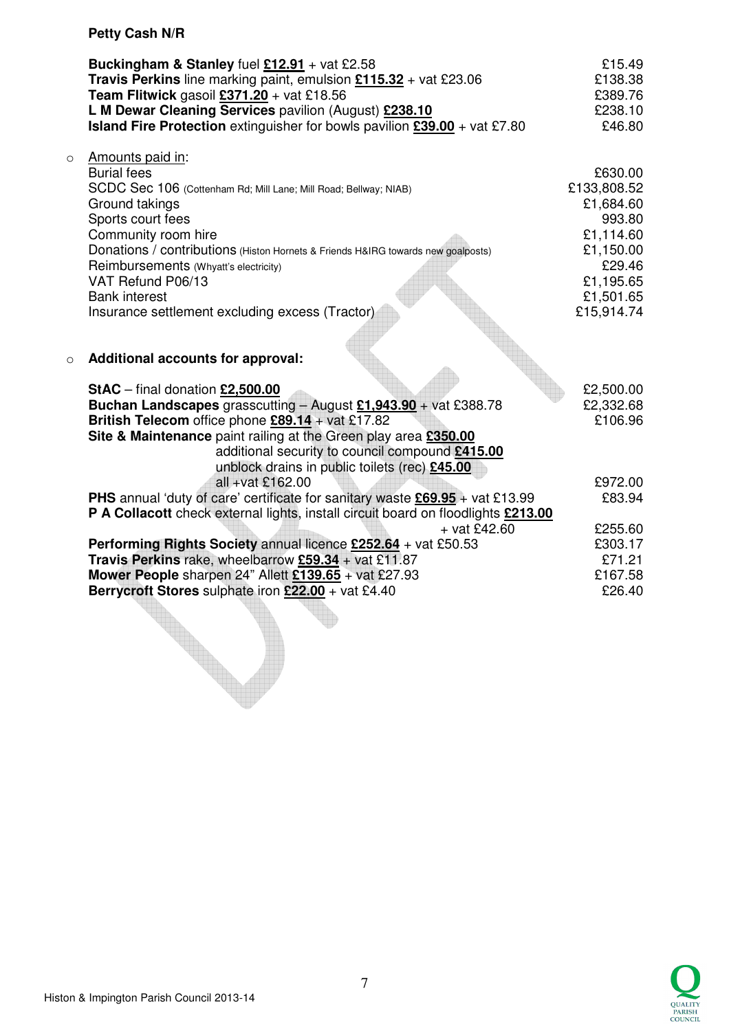**Petty Cash N/R**

| | |
|---|---|
| **Buckingham & Stanley** fuel **£12.91** + vat £2.58 | £15.49 |
| **Travis Perkins** line marking paint, emulsion **£115.32** + vat £23.06 | £138.38 |
| **Team Flitwick** gasoil **£371.20** + vat £18.56 | £389.76 |
| **L M Dewar Cleaning Services** pavilion (August) **£238.10** | £238.10 |
| **Island Fire Protection** extinguisher for bowls pavilion **£39.00** + vat £7.80 | £46.80 |

- Amounts paid in:

| | |
|---|---|
| Burial fees | £630.00 |
| SCDC Sec 106 (Cottenham Rd; Mill Lane; Mill Road; Bellway; NIAB) | £133,808.52 |
| Ground takings | £1,684.60 |
| Sports court fees | 993.80 |
| Community room hire | £1,114.60 |
| Donations / contributions (Histon Hornets & Friends H&IRG towards new goalposts) | £1,150.00 |
| Reimbursements (Whyatt's electricity) | £29.46 |
| VAT Refund P06/13 | £1,195.65 |
| Bank interest | £1,501.65 |
| Insurance settlement excluding excess (Tractor) | £15,914.74 |

- **Additional accounts for approval:**

| | |
|---|---|
| **StAC** – final donation **£2,500.00** | £2,500.00 |
| **Buchan Landscapes** grasscutting – August **£1,943.90** + vat £388.78 | £2,332.68 |
| **British Telecom** office phone **£89.14** + vat £17.82 | £106.96 |
| **Site & Maintenance** paint railing at the Green play area **£350.00**; additional security to council compound **£415.00**; unblock drains in public toilets (rec) **£45.00**; all +vat £162.00 | £972.00 |
| **PHS** annual 'duty of care' certificate for sanitary waste **£69.95** + vat £13.99 | £83.94 |
| **P A Collacott** check external lights, install circuit board on floodlights **£213.00** + vat £42.60 | £255.60 |
| **Performing Rights Society** annual licence **£252.64** + vat £50.53 | £303.17 |
| **Travis Perkins** rake, wheelbarrow **£59.34** + vat £11.87 | £71.21 |
| **Mower People** sharpen 24" Allett **£139.65** + vat £27.93 | £167.58 |
| **Berrycroft Stores** sulphate iron **£22.00** + vat £4.40 | £26.40 |